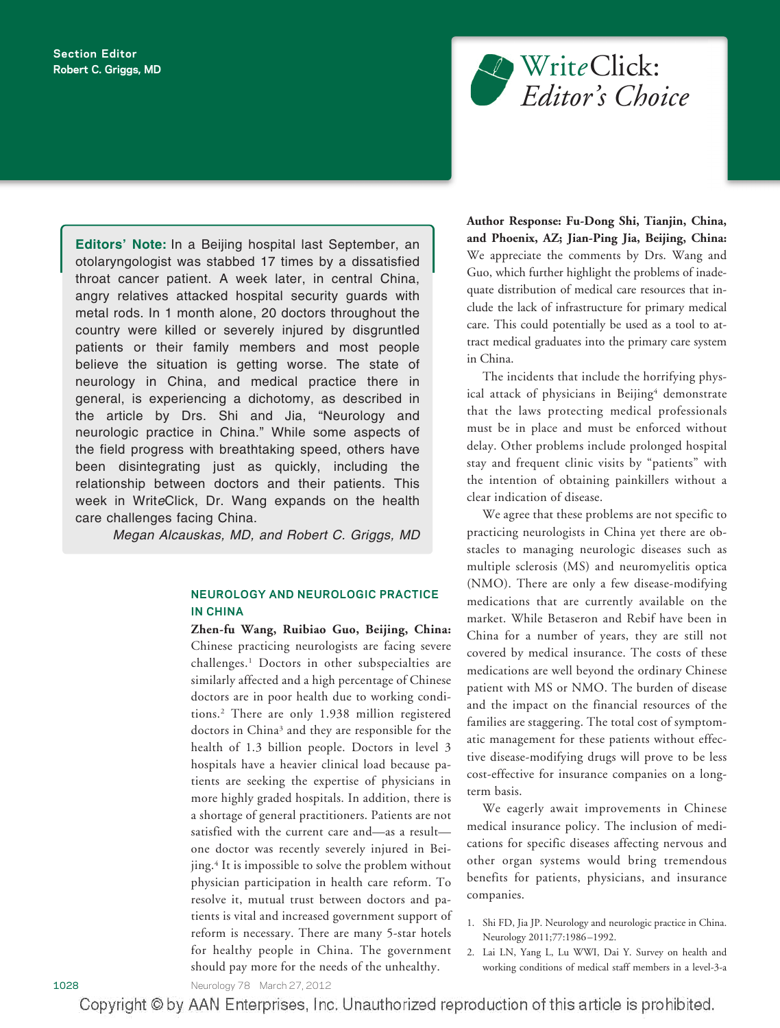Section Editor
Robert C. Griggs, MD

# WriteClick: Editor's Choice

**Editors' Note:** In a Beijing hospital last September, an otolaryngologist was stabbed 17 times by a dissatisfied throat cancer patient. A week later, in central China, angry relatives attacked hospital security guards with metal rods. In 1 month alone, 20 doctors throughout the country were killed or severely injured by disgruntled patients or their family members and most people believe the situation is getting worse. The state of neurology in China, and medical practice there in general, is experiencing a dichotomy, as described in the article by Drs. Shi and Jia, "Neurology and neurologic practice in China." While some aspects of the field progress with breathtaking speed, others have been disintegrating just as quickly, including the relationship between doctors and their patients. This week in WriteClick, Dr. Wang expands on the health care challenges facing China.

*Megan Alcauskas, MD, and Robert C. Griggs, MD*

## NEUROLOGY AND NEUROLOGIC PRACTICE IN CHINA

**Zhen-fu Wang, Ruibiao Guo, Beijing, China:** Chinese practicing neurologists are facing severe challenges.[1] Doctors in other subspecialties are similarly affected and a high percentage of Chinese doctors are in poor health due to working conditions.[2] There are only 1.938 million registered doctors in China[3] and they are responsible for the health of 1.3 billion people. Doctors in level 3 hospitals have a heavier clinical load because patients are seeking the expertise of physicians in more highly graded hospitals. In addition, there is a shortage of general practitioners. Patients are not satisfied with the current care and—as a result—one doctor was recently severely injured in Beijing.[4] It is impossible to solve the problem without physician participation in health care reform. To resolve it, mutual trust between doctors and patients is vital and increased government support of reform is necessary. There are many 5-star hotels for healthy people in China. The government should pay more for the needs of the unhealthy.

**Author Response: Fu-Dong Shi, Tianjin, China, and Phoenix, AZ; Jian-Ping Jia, Beijing, China:** We appreciate the comments by Drs. Wang and Guo, which further highlight the problems of inadequate distribution of medical care resources that include the lack of infrastructure for primary medical care. This could potentially be used as a tool to attract medical graduates into the primary care system in China.

The incidents that include the horrifying physical attack of physicians in Beijing[4] demonstrate that the laws protecting medical professionals must be in place and must be enforced without delay. Other problems include prolonged hospital stay and frequent clinic visits by "patients" with the intention of obtaining painkillers without a clear indication of disease.

We agree that these problems are not specific to practicing neurologists in China yet there are obstacles to managing neurologic diseases such as multiple sclerosis (MS) and neuromyelitis optica (NMO). There are only a few disease-modifying medications that are currently available on the market. While Betaseron and Rebif have been in China for a number of years, they are still not covered by medical insurance. The costs of these medications are well beyond the ordinary Chinese patient with MS or NMO. The burden of disease and the impact on the financial resources of the families are staggering. The total cost of symptomatic management for these patients without effective disease-modifying drugs will prove to be less cost-effective for insurance companies on a long-term basis.

We eagerly await improvements in Chinese medical insurance policy. The inclusion of medications for specific diseases affecting nervous and other organ systems would bring tremendous benefits for patients, physicians, and insurance companies.

1. Shi FD, Jia JP. Neurology and neurologic practice in China. Neurology 2011;77:1986–1992.
2. Lai LN, Yang L, Lu WWI, Dai Y. Survey on health and working conditions of medical staff members in a level-3-a

Copyright © by AAN Enterprises, Inc. Unauthorized reproduction of this article is prohibited.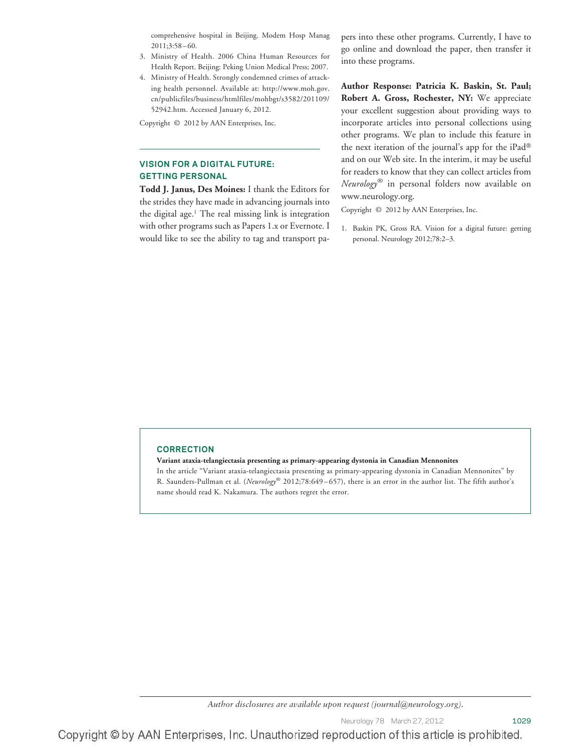comprehensive hospital in Beijing. Modem Hosp Manag 2011;3:58–60.

3. Ministry of Health. 2006 China Human Resources for Health Report. Beijing: Peking Union Medical Press; 2007.
4. Ministry of Health. Strongly condemned crimes of attacking health personnel. Available at: http://www.moh.gov.cn/publicfiles/business/htmlfiles/mohbgt/s3582/201109/52942.htm. Accessed January 6, 2012.

Copyright © 2012 by AAN Enterprises, Inc.

## VISION FOR A DIGITAL FUTURE: GETTING PERSONAL

**Todd J. Janus, Des Moines:** I thank the Editors for the strides they have made in advancing journals into the digital age.[1] The real missing link is integration with other programs such as Papers 1.x or Evernote. I would like to see the ability to tag and transport papers into these other programs. Currently, I have to go online and download the paper, then transfer it into these programs.

**Author Response: Patricia K. Baskin, St. Paul; Robert A. Gross, Rochester, NY:** We appreciate your excellent suggestion about providing ways to incorporate articles into personal collections using other programs. We plan to include this feature in the next iteration of the journal's app for the iPad® and on our Web site. In the interim, it may be useful for readers to know that they can collect articles from *Neurology*® in personal folders now available on www.neurology.org.

Copyright © 2012 by AAN Enterprises, Inc.

1. Baskin PK, Gross RA. Vision for a digital future: getting personal. Neurology 2012;78:2–3.

## CORRECTION

**Variant ataxia-telangiectasia presenting as primary-appearing dystonia in Canadian Mennonites**

In the article "Variant ataxia-telangiectasia presenting as primary-appearing dystonia in Canadian Mennonites" by R. Saunders-Pullman et al. (*Neurology*® 2012;78:649–657), there is an error in the author list. The fifth author's name should read K. Nakamura. The authors regret the error.

*Author disclosures are available upon request (journal@neurology.org).*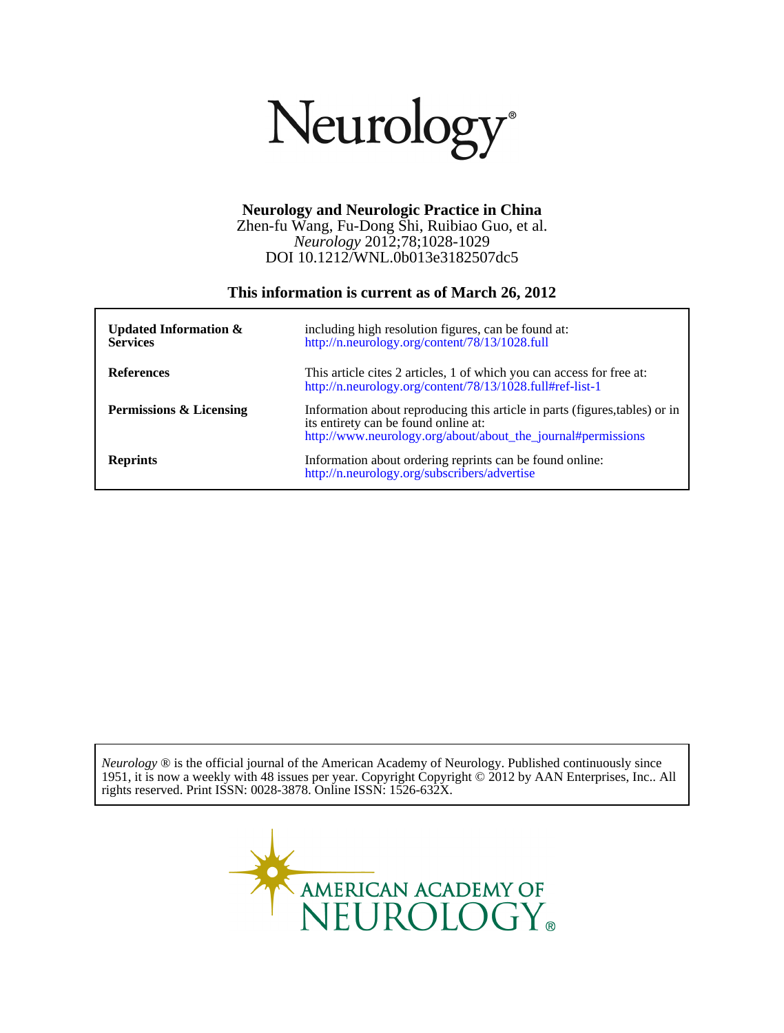# Neurology®

**Neurology and Neurologic Practice in China**
Zhen-fu Wang, Fu-Dong Shi, Ruibiao Guo, et al.
*Neurology* 2012;78;1028-1029
DOI 10.1212/WNL.0b013e3182507dc5

**This information is current as of March 26, 2012**

| | |
|---|---|
| **Updated Information & Services** | including high resolution figures, can be found at: http://n.neurology.org/content/78/13/1028.full |
| **References** | This article cites 2 articles, 1 of which you can access for free at: http://n.neurology.org/content/78/13/1028.full#ref-list-1 |
| **Permissions & Licensing** | Information about reproducing this article in parts (figures,tables) or in its entirety can be found online at: http://www.neurology.org/about/about_the_journal#permissions |
| **Reprints** | Information about ordering reprints can be found online: http://n.neurology.org/subscribers/advertise |

*Neurology* ® is the official journal of the American Academy of Neurology. Published continuously since 1951, it is now a weekly with 48 issues per year. Copyright Copyright © 2012 by AAN Enterprises, Inc.. All rights reserved. Print ISSN: 0028-3878. Online ISSN: 1526-632X.

AMERICAN ACADEMY OF NEUROLOGY®